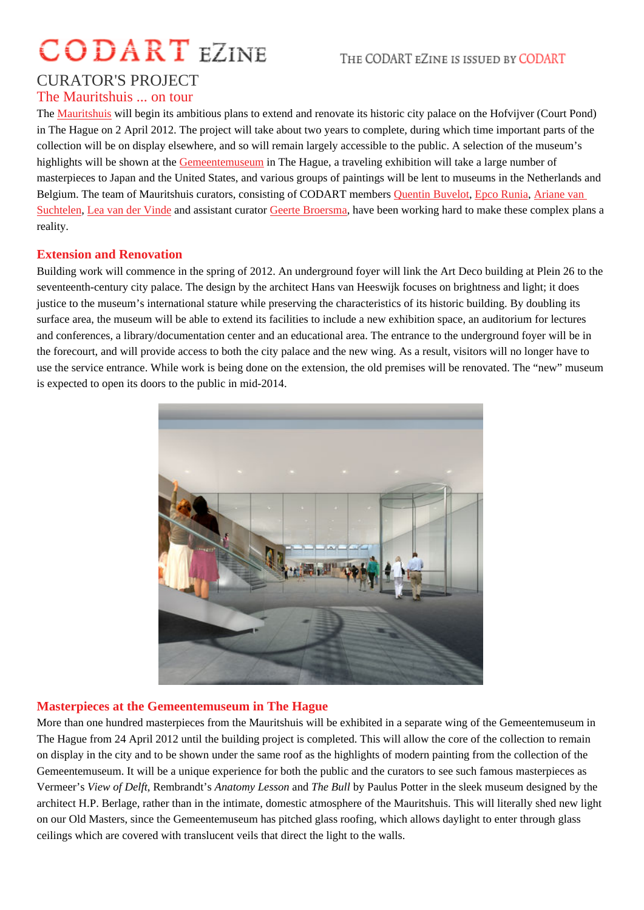# CODART eZINE

The CODART eZINE is issued by CODART

## CURATOR'S PROJECT

### The Mauritshuis ... on tour

The Mauritshuis will begin its ambitious plans to extend and renovate its historic city palace on the Hofvijver (Court Pond) in The Hague on 2 April 2012. The project will take about two years to complete, during which time important parts of the collection will be on display elsewhere, and so will remain largely accessible to the public. A selection of the museum's highlights will be shown at the Gemeentemuseum in The Hague, a traveling exhibition will take a large number of masterpieces to Japan and the United States, and various groups of paintings will be lent to museums in the Netherlands and Belgium. The team of Mauritshuis curators, consisting of CODART members Quentin Buvelot, Epco Runia, Ariane van Suchtelen, Lea van der Vinde and assistant curator Geerte Broersma, have been working hard to make these complex plans a reality.

### Extension and Renovation

Building work will commence in the spring of 2012. An underground foyer will link the Art Deco building at Plein 26 to the seventeenth-century city palace. The design by the architect Hans van Heeswijk focuses on brightness and light; it does justice to the museum's international stature while preserving the characteristics of its historic building. By doubling its surface area, the museum will be able to extend its facilities to include a new exhibition space, an auditorium for lectures and conferences, a library/documentation center and an educational area. The entrance to the underground foyer will be in the forecourt, and will provide access to both the city palace and the new wing. As a result, visitors will no longer have to use the service entrance. While work is being done on the extension, the old premises will be renovated. The "new" museum is expected to open its doors to the public in mid-2014.

### Masterpieces at the Gemeentemuseum in The Hague

More than one hundred masterpieces from the Mauritshuis will be exhibited in a separate wing of the Gemeentemuseum in The Hague from 24 April 2012 until the building project is completed. This will allow the core of the collection to remain on display in the city and to be shown under the same roof as the highlights of modern painting from the collection of the Gemeentemuseum. It will be a unique experience for both the public and the curators to see such famous masterpieces as Vermeer's *View of Delft*, Rembrandt's *Anatomy Lesson* and *The Bull* by Paulus Potter in the sleek museum designed by the architect H.P. Berlage, rather than in the intimate, domestic atmosphere of the Mauritshuis. This will literally shed new light on our Old Masters, since the Gemeentemuseum has pitched glass roofing, which allows daylight to enter through glass ceilings which are covered with translucent veils that direct the light to the walls.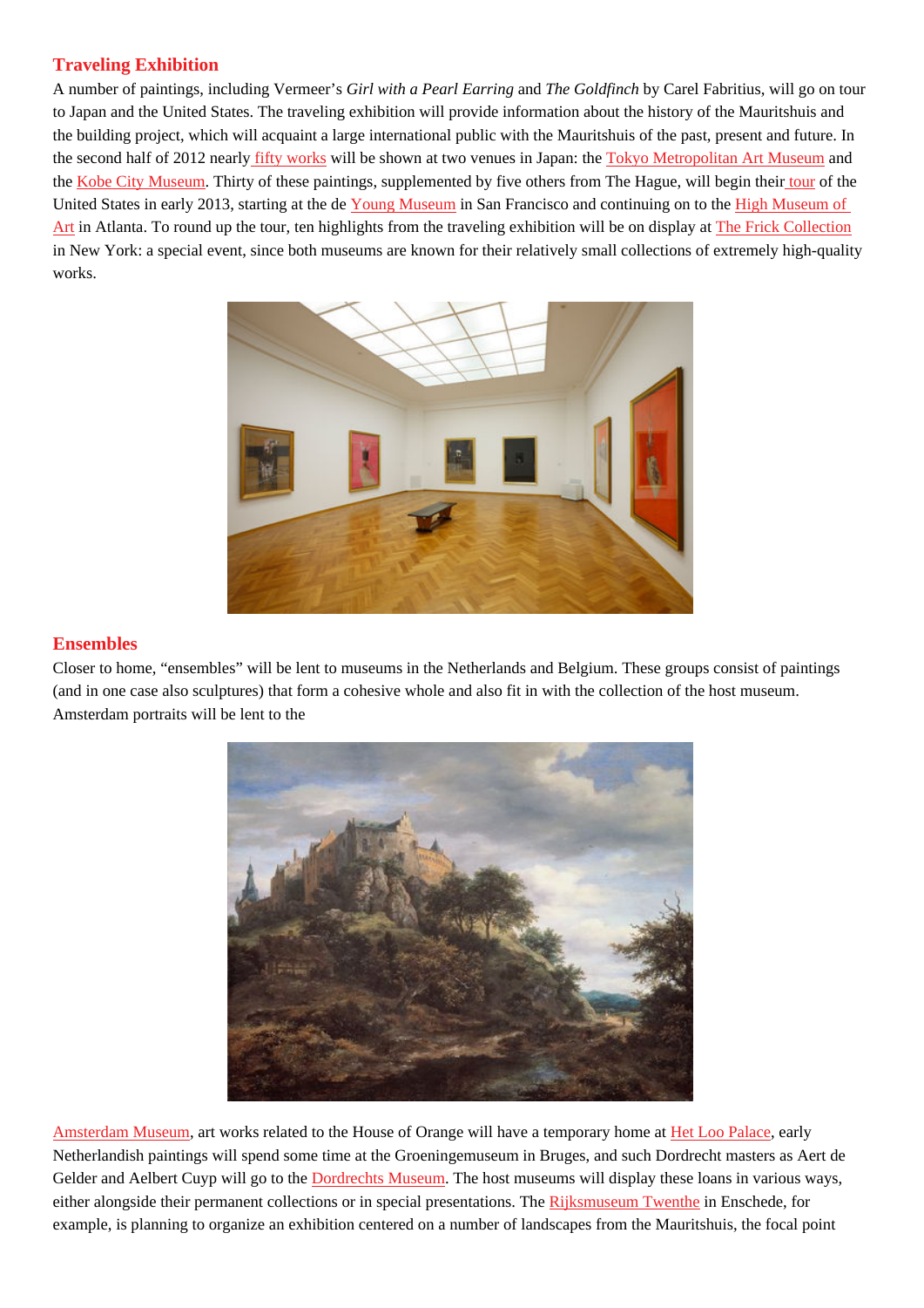## Traveling Exhibition

A number of paintings, including Vermeer's *Girl with a Pearl Earring* and *The Goldfinch* by Carel Fabritius, will go on tour to Japan and the United States. The traveling exhibition will provide information about the history of the Mauritshuis and the building project, which will acquaint a large international public with the Mauritshuis of the past, present and future. In the second half of 2012 nearly fifty works will be shown at two venues in Japan: the Tokyo Metropolitan Art Museum and the Kobe City Museum. Thirty of these paintings, supplemented by five others from The Hague, will begin their tour of the United States in early 2013, starting at the de Young Museum in San Francisco and continuing on to the High Museum of Art in Atlanta. To round up the tour, ten highlights from the traveling exhibition will be on display at The Frick Collection in New York: a special event, since both museums are known for their relatively small collections of extremely high-quality works.

## Ensembles

Closer to home, "ensembles" will be lent to museums in the Netherlands and Belgium. These groups consist of paintings (and in one case also sculptures) that form a cohesive whole and also fit in with the collection of the host museum. Amsterdam portraits will be lent to the Amsterdam Museum, art works related to the House of Orange will have a temporary home at Het Loo Palace, early Netherlandish paintings will spend some time at the Groeningemuseum in Bruges, and such Dordrecht masters as Aert de Gelder and Aelbert Cuyp will go to the Dordrechts Museum. The host museums will display these loans in various ways, either alongside their permanent collections or in special presentations. The Rijksmuseum Twenthe in Enschede, for example, is planning to organize an exhibition centered on a number of landscapes from the Mauritshuis, the focal point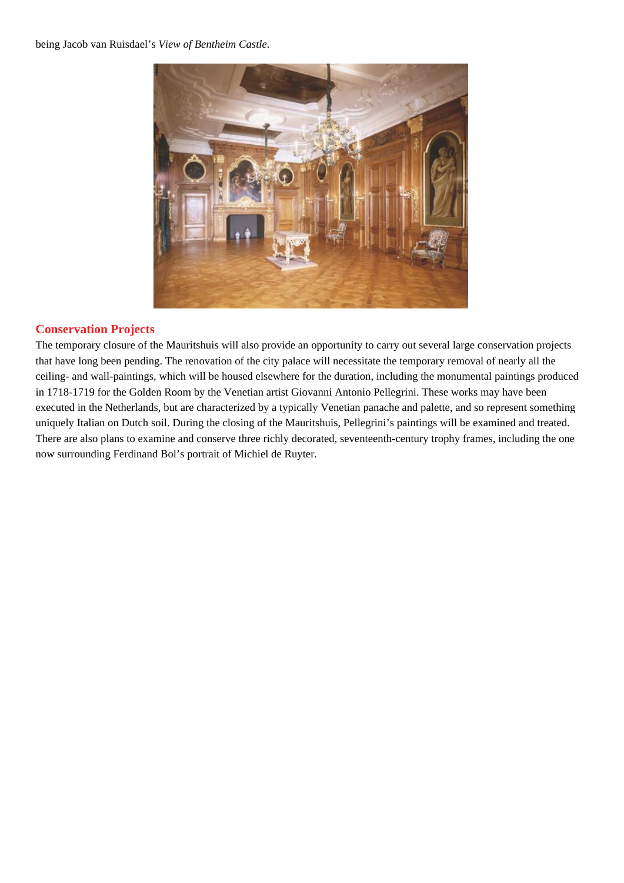being Jacob van Ruisdael's *View of Bentheim Castle*.

## Conservation Projects

The temporary closure of the Mauritshuis will also provide an opportunity to carry out several large conservation projects that have long been pending. The renovation of the city palace will necessitate the temporary removal of nearly all the ceiling- and wall-paintings, which will be housed elsewhere for the duration, including the monumental paintings produced in 1718-1719 for the Golden Room by the Venetian artist Giovanni Antonio Pellegrini. These works may have been executed in the Netherlands, but are characterized by a typically Venetian panache and palette, and so represent something uniquely Italian on Dutch soil. During the closing of the Mauritshuis, Pellegrini's paintings will be examined and treated. There are also plans to examine and conserve three richly decorated, seventeenth-century trophy frames, including the one now surrounding Ferdinand Bol's portrait of Michiel de Ruyter.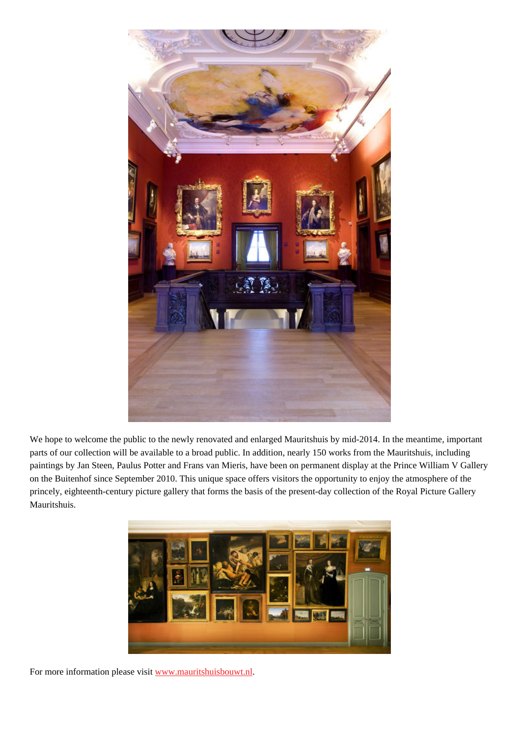We hope to welcome the public to the newly renovated and enlarged Mauritshuis by mid-2014. In the meantime, important parts of our collection will be available to a broad public. In addition, nearly 150 works from the Mauritshuis, including paintings by Jan Steen, Paulus Potter and Frans van Mieris, have been on permanent display at the Prince William V Gallery on the Buitenhof since September 2010. This unique space offers visitors the opportunity to enjoy the atmosphere of the princely, eighteenth-century picture gallery that forms the basis of the present-day collection of the Royal Picture Gallery Mauritshuis.

For more information please visit [www.mauritshuisbouwt.nl](http://www.mauritshuisbouwt.nl).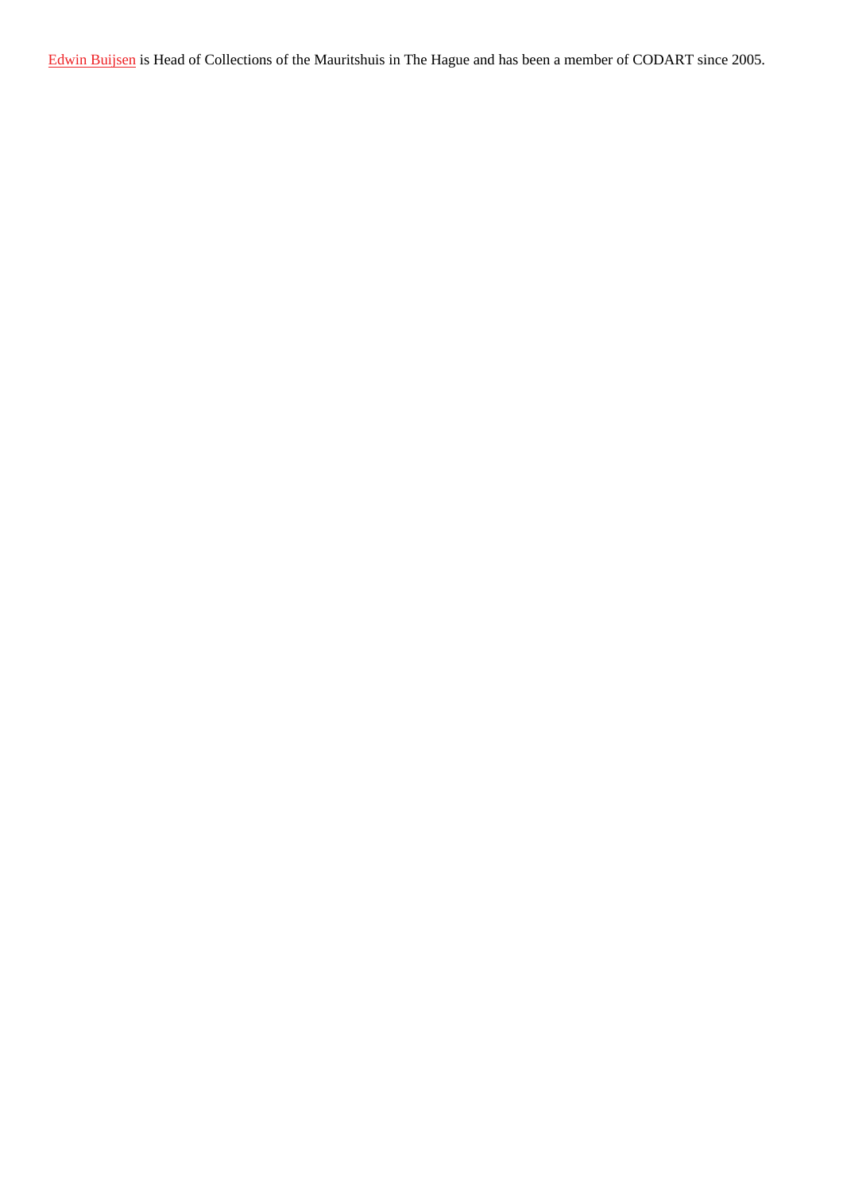Edwin Buijsen is Head of Collections of the Mauritshuis in The Hague and has been a member of CODART since 2005.